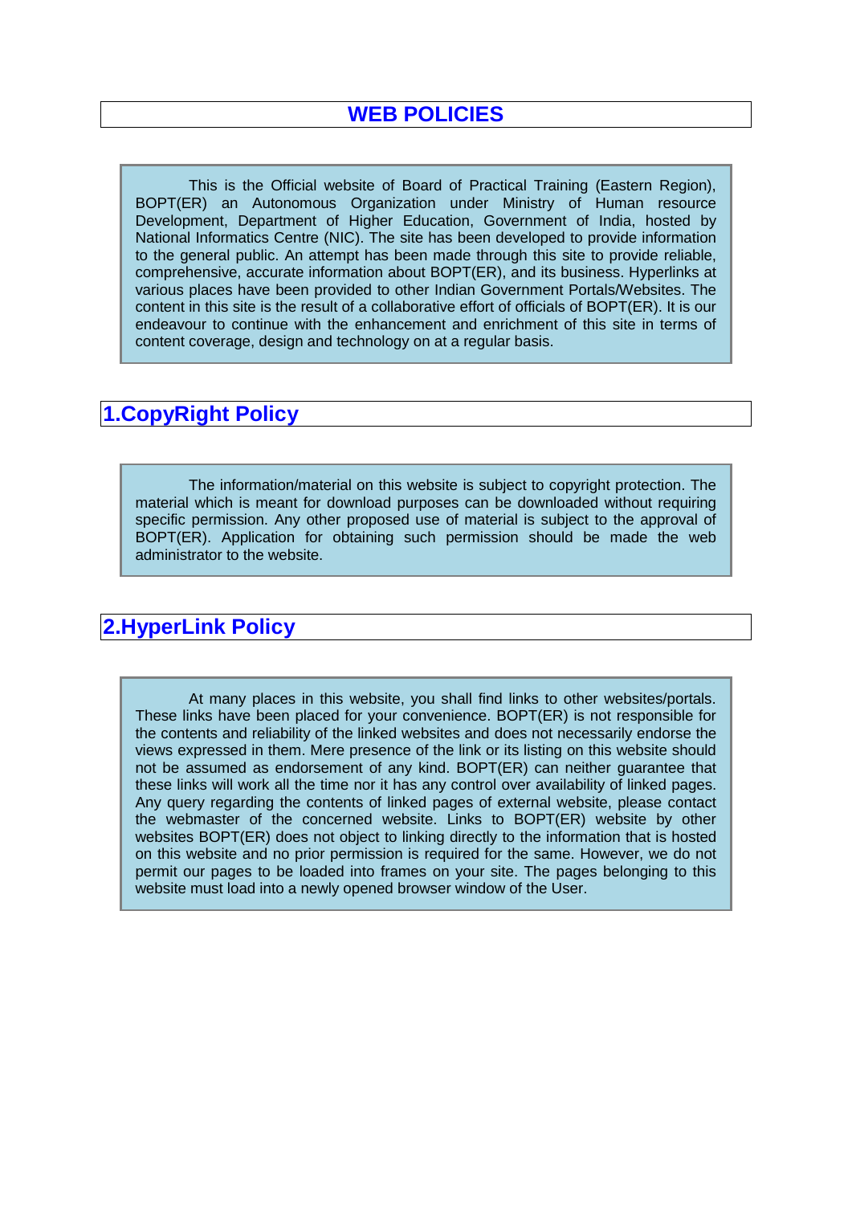# WEB POLICIES

This is the Official website of Board of Practical Training (Eastern Region), BOPT(ER) an Autonomous Organization under Ministry of Human resource Development, Department of Higher Education, Government of India, hosted by National Informatics Centre (NIC). The site has been developed to provide information to the general public. An attempt has been made through this site to provide reliable, comprehensive, accurate information about BOPT(ER), and its business. Hyperlinks at various places have been provided to other Indian Government Portals/Websites. The content in this site is the result of a collaborative effort of officials of BOPT(ER). It is our endeavour to continue with the enhancement and enrichment of this site in terms of content coverage, design and technology on at a regular basis.

## 1.CopyRight Policy

The information/material on this website is subject to copyright protection. The material which is meant for download purposes can be downloaded without requiring specific permission. Any other proposed use of material is subject to the approval of BOPT(ER). Application for obtaining such permission should be made the web administrator to the website.

## 2.HyperLink Policy

At many places in this website, you shall find links to other websites/portals. These links have been placed for your convenience. BOPT(ER) is not responsible for the contents and reliability of the linked websites and does not necessarily endorse the views expressed in them. Mere presence of the link or its listing on this website should not be assumed as endorsement of any kind. BOPT(ER) can neither guarantee that these links will work all the time nor it has any control over availability of linked pages. Any query regarding the contents of linked pages of external website, please contact the webmaster of the concerned website. Links to BOPT(ER) website by other websites BOPT(ER) does not object to linking directly to the information that is hosted on this website and no prior permission is required for the same. However, we do not permit our pages to be loaded into frames on your site. The pages belonging to this website must load into a newly opened browser window of the User.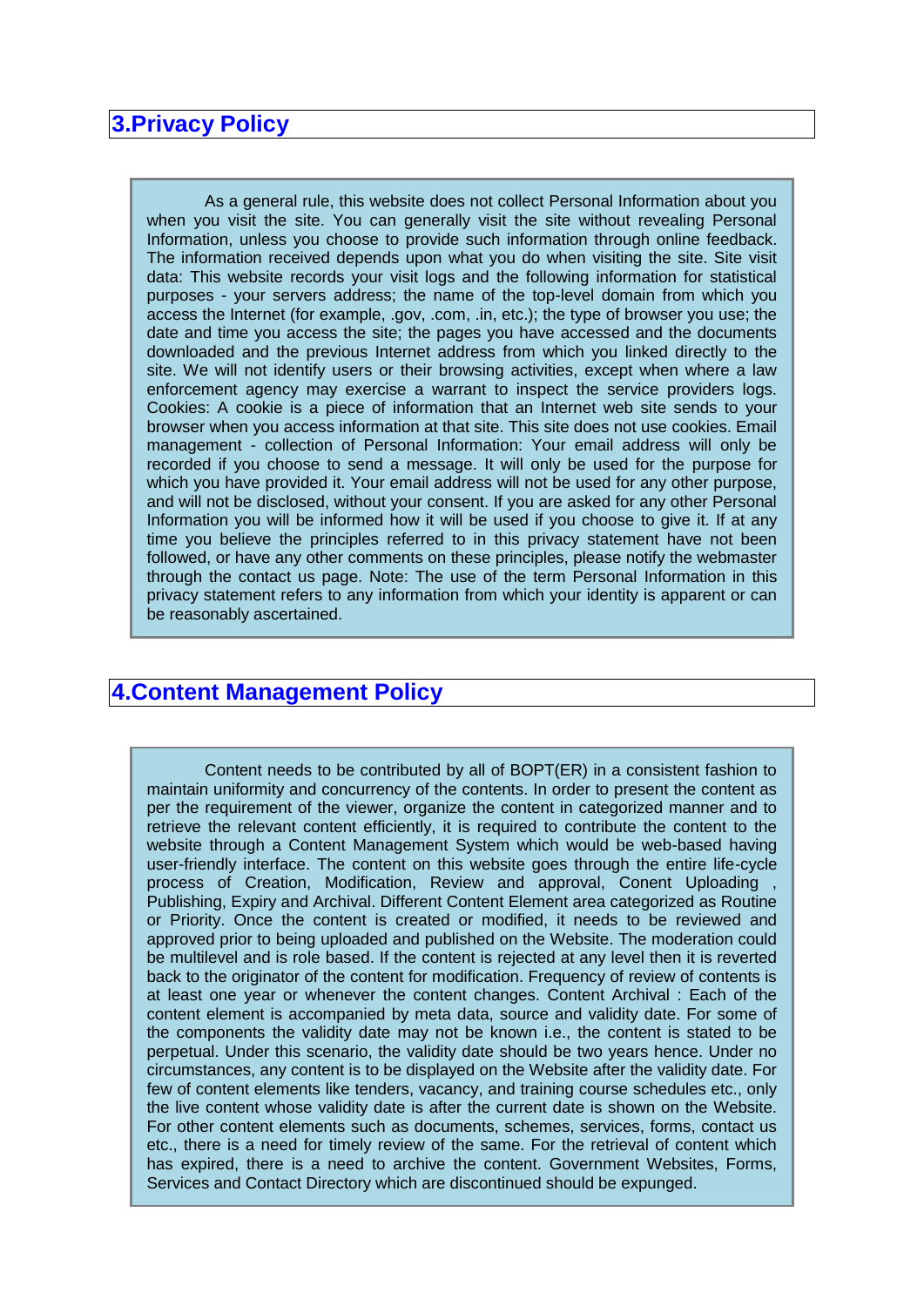## 3.Privacy Policy

As a general rule, this website does not collect Personal Information about you when you visit the site. You can generally visit the site without revealing Personal Information, unless you choose to provide such information through online feedback. The information received depends upon what you do when visiting the site. Site visit data: This website records your visit logs and the following information for statistical purposes - your servers address; the name of the top-level domain from which you access the Internet (for example, .gov, .com, .in, etc.); the type of browser you use; the date and time you access the site; the pages you have accessed and the documents downloaded and the previous Internet address from which you linked directly to the site. We will not identify users or their browsing activities, except when where a law enforcement agency may exercise a warrant to inspect the service providers logs. Cookies: A cookie is a piece of information that an Internet web site sends to your browser when you access information at that site. This site does not use cookies. Email management - collection of Personal Information: Your email address will only be recorded if you choose to send a message. It will only be used for the purpose for which you have provided it. Your email address will not be used for any other purpose, and will not be disclosed, without your consent. If you are asked for any other Personal Information you will be informed how it will be used if you choose to give it. If at any time you believe the principles referred to in this privacy statement have not been followed, or have any other comments on these principles, please notify the webmaster through the contact us page. Note: The use of the term Personal Information in this privacy statement refers to any information from which your identity is apparent or can be reasonably ascertained.

## 4.Content Management Policy

Content needs to be contributed by all of BOPT(ER) in a consistent fashion to maintain uniformity and concurrency of the contents. In order to present the content as per the requirement of the viewer, organize the content in categorized manner and to retrieve the relevant content efficiently, it is required to contribute the content to the website through a Content Management System which would be web-based having user-friendly interface. The content on this website goes through the entire life-cycle process of Creation, Modification, Review and approval, Conent Uploading , Publishing, Expiry and Archival. Different Content Element area categorized as Routine or Priority. Once the content is created or modified, it needs to be reviewed and approved prior to being uploaded and published on the Website. The moderation could be multilevel and is role based. If the content is rejected at any level then it is reverted back to the originator of the content for modification. Frequency of review of contents is at least one year or whenever the content changes. Content Archival : Each of the content element is accompanied by meta data, source and validity date. For some of the components the validity date may not be known i.e., the content is stated to be perpetual. Under this scenario, the validity date should be two years hence. Under no circumstances, any content is to be displayed on the Website after the validity date. For few of content elements like tenders, vacancy, and training course schedules etc., only the live content whose validity date is after the current date is shown on the Website. For other content elements such as documents, schemes, services, forms, contact us etc., there is a need for timely review of the same. For the retrieval of content which has expired, there is a need to archive the content. Government Websites, Forms, Services and Contact Directory which are discontinued should be expunged.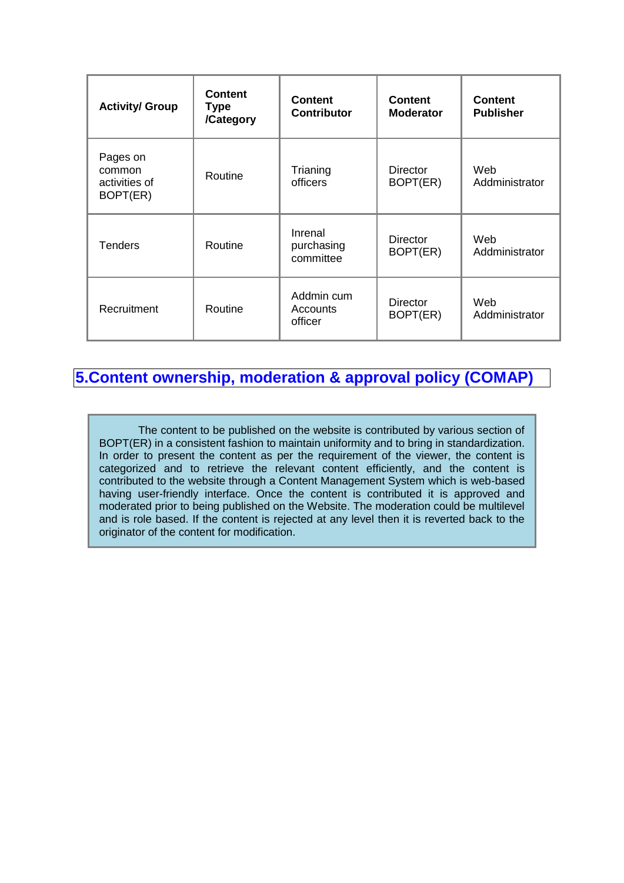| Activity/ Group | Content Type /Category | Content Contributor | Content Moderator | Content Publisher |
|---|---|---|---|---|
| Pages on common activities of BOPT(ER) | Routine | Trianing officers | Director BOPT(ER) | Web Addministrator |
| Tenders | Routine | Inrenal purchasing committee | Director BOPT(ER) | Web Addministrator |
| Recruitment | Routine | Addmin cum Accounts officer | Director BOPT(ER) | Web Addministrator |

## 5.Content ownership, moderation & approval policy (COMAP)

The content to be published on the website is contributed by various section of BOPT(ER) in a consistent fashion to maintain uniformity and to bring in standardization. In order to present the content as per the requirement of the viewer, the content is categorized and to retrieve the relevant content efficiently, and the content is contributed to the website through a Content Management System which is web-based having user-friendly interface. Once the content is contributed it is approved and moderated prior to being published on the Website. The moderation could be multilevel and is role based. If the content is rejected at any level then it is reverted back to the originator of the content for modification.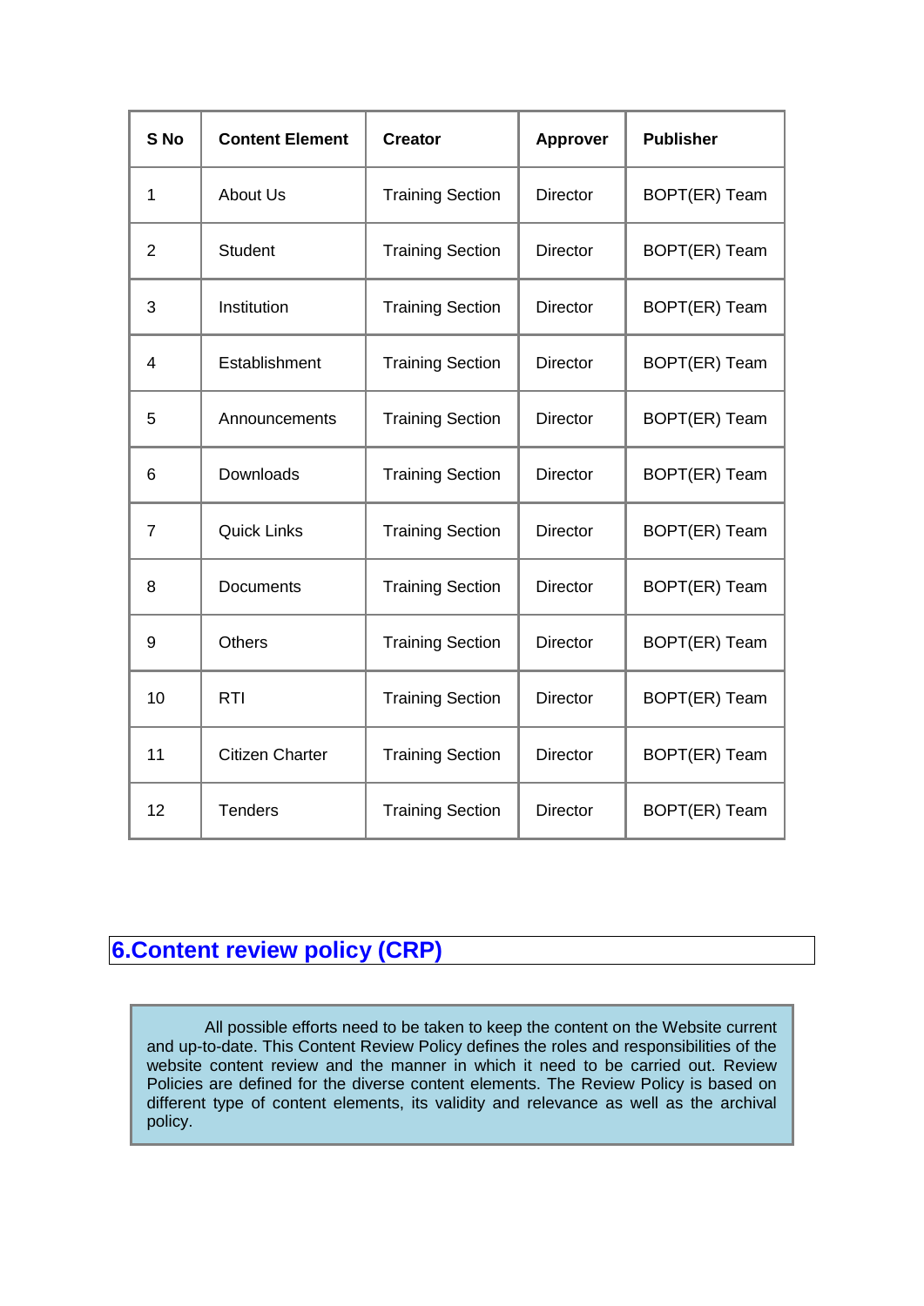| S No | Content Element | Creator | Approver | Publisher |
|---|---|---|---|---|
| 1 | About Us | Training Section | Director | BOPT(ER) Team |
| 2 | Student | Training Section | Director | BOPT(ER) Team |
| 3 | Institution | Training Section | Director | BOPT(ER) Team |
| 4 | Establishment | Training Section | Director | BOPT(ER) Team |
| 5 | Announcements | Training Section | Director | BOPT(ER) Team |
| 6 | Downloads | Training Section | Director | BOPT(ER) Team |
| 7 | Quick Links | Training Section | Director | BOPT(ER) Team |
| 8 | Documents | Training Section | Director | BOPT(ER) Team |
| 9 | Others | Training Section | Director | BOPT(ER) Team |
| 10 | RTI | Training Section | Director | BOPT(ER) Team |
| 11 | Citizen Charter | Training Section | Director | BOPT(ER) Team |
| 12 | Tenders | Training Section | Director | BOPT(ER) Team |

## 6.Content review policy (CRP)

All possible efforts need to be taken to keep the content on the Website current and up-to-date. This Content Review Policy defines the roles and responsibilities of the website content review and the manner in which it need to be carried out. Review Policies are defined for the diverse content elements. The Review Policy is based on different type of content elements, its validity and relevance as well as the archival policy.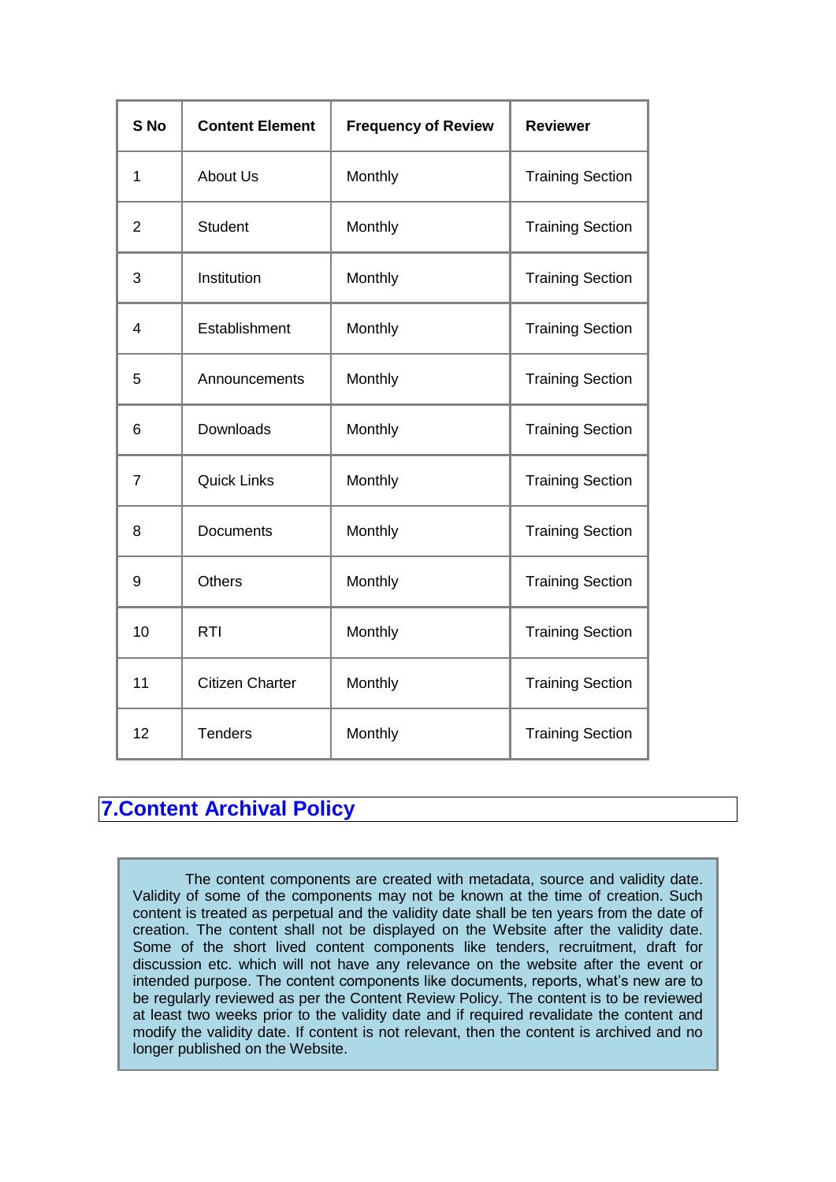| S No | Content Element | Frequency of Review | Reviewer |
|---|---|---|---|
| 1 | About Us | Monthly | Training Section |
| 2 | Student | Monthly | Training Section |
| 3 | Institution | Monthly | Training Section |
| 4 | Establishment | Monthly | Training Section |
| 5 | Announcements | Monthly | Training Section |
| 6 | Downloads | Monthly | Training Section |
| 7 | Quick Links | Monthly | Training Section |
| 8 | Documents | Monthly | Training Section |
| 9 | Others | Monthly | Training Section |
| 10 | RTI | Monthly | Training Section |
| 11 | Citizen Charter | Monthly | Training Section |
| 12 | Tenders | Monthly | Training Section |

## 7.Content Archival Policy

The content components are created with metadata, source and validity date. Validity of some of the components may not be known at the time of creation. Such content is treated as perpetual and the validity date shall be ten years from the date of creation. The content shall not be displayed on the Website after the validity date. Some of the short lived content components like tenders, recruitment, draft for discussion etc. which will not have any relevance on the website after the event or intended purpose. The content components like documents, reports, what's new are to be regularly reviewed as per the Content Review Policy. The content is to be reviewed at least two weeks prior to the validity date and if required revalidate the content and modify the validity date. If content is not relevant, then the content is archived and no longer published on the Website.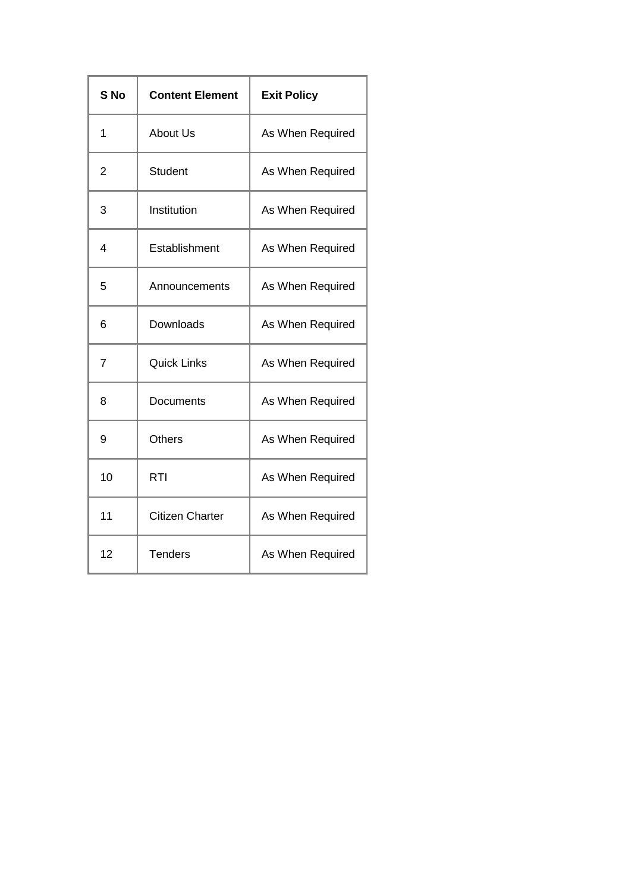| S No | Content Element | Exit Policy |
|---|---|---|
| 1 | About Us | As When Required |
| 2 | Student | As When Required |
| 3 | Institution | As When Required |
| 4 | Establishment | As When Required |
| 5 | Announcements | As When Required |
| 6 | Downloads | As When Required |
| 7 | Quick Links | As When Required |
| 8 | Documents | As When Required |
| 9 | Others | As When Required |
| 10 | RTI | As When Required |
| 11 | Citizen Charter | As When Required |
| 12 | Tenders | As When Required |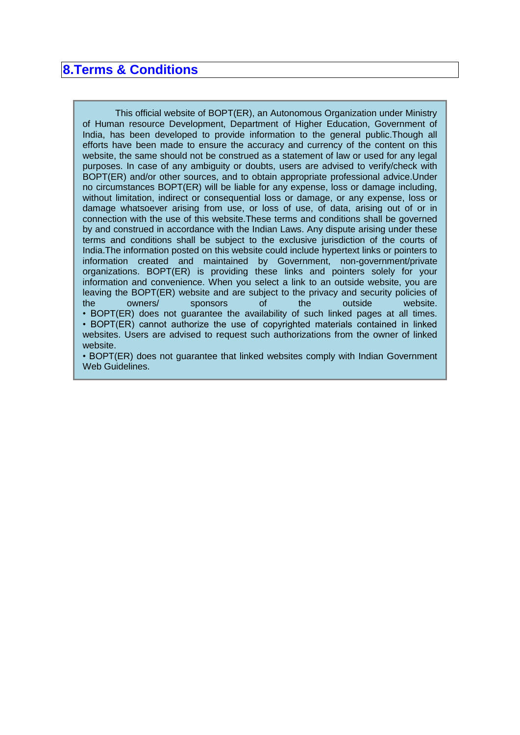## 8.Terms & Conditions

This official website of BOPT(ER), an Autonomous Organization under Ministry of Human resource Development, Department of Higher Education, Government of India, has been developed to provide information to the general public.Though all efforts have been made to ensure the accuracy and currency of the content on this website, the same should not be construed as a statement of law or used for any legal purposes. In case of any ambiguity or doubts, users are advised to verify/check with BOPT(ER) and/or other sources, and to obtain appropriate professional advice.Under no circumstances BOPT(ER) will be liable for any expense, loss or damage including, without limitation, indirect or consequential loss or damage, or any expense, loss or damage whatsoever arising from use, or loss of use, of data, arising out of or in connection with the use of this website.These terms and conditions shall be governed by and construed in accordance with the Indian Laws. Any dispute arising under these terms and conditions shall be subject to the exclusive jurisdiction of the courts of India.The information posted on this website could include hypertext links or pointers to information created and maintained by Government, non-government/private organizations. BOPT(ER) is providing these links and pointers solely for your information and convenience. When you select a link to an outside website, you are leaving the BOPT(ER) website and are subject to the privacy and security policies of the owners/ sponsors of the outside website.

- BOPT(ER) does not guarantee the availability of such linked pages at all times.
- BOPT(ER) cannot authorize the use of copyrighted materials contained in linked websites. Users are advised to request such authorizations from the owner of linked website.
- BOPT(ER) does not guarantee that linked websites comply with Indian Government Web Guidelines.